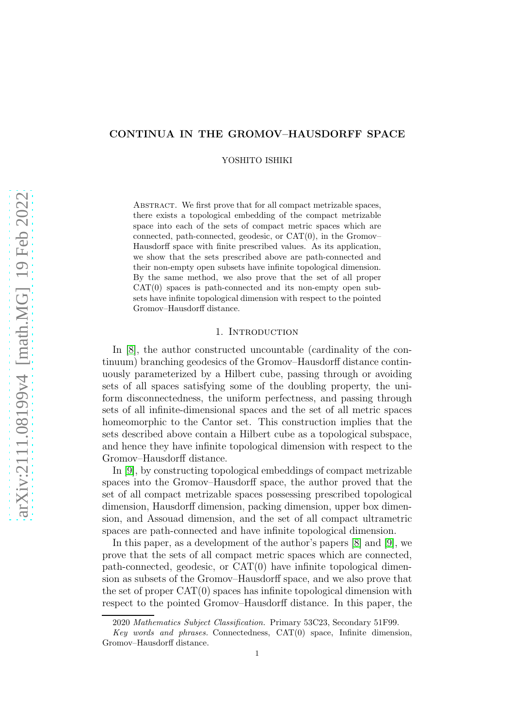# CONTINUA IN THE GROMOV–HAUSDORFF SPACE

YOSHITO ISHIKI

Abstract. We first prove that for all compact metrizable spaces, there exists a topological embedding of the compact metrizable space into each of the sets of compact metric spaces which are connected, path-connected, geodesic, or CAT(0), in the Gromov–Hausdorff space with finite prescribed values. As its application, we show that the sets prescribed above are path-connected and their non-empty open subsets have infinite topological dimension. By the same method, we also prove that the set of all proper CAT(0) spaces is path-connected and its non-empty open subsets have infinite topological dimension with respect to the pointed Gromov–Hausdorff distance.

## 1. Introduction

In [8], the author constructed uncountable (cardinality of the continuum) branching geodesics of the Gromov–Hausdorff distance continuously parameterized by a Hilbert cube, passing through or avoiding sets of all spaces satisfying some of the doubling property, the uniform disconnectedness, the uniform perfectness, and passing through sets of all infinite-dimensional spaces and the set of all metric spaces homeomorphic to the Cantor set. This construction implies that the sets described above contain a Hilbert cube as a topological subspace, and hence they have infinite topological dimension with respect to the Gromov–Hausdorff distance.

In [9], by constructing topological embeddings of compact metrizable spaces into the Gromov–Hausdorff space, the author proved that the set of all compact metrizable spaces possessing prescribed topological dimension, Hausdorff dimension, packing dimension, upper box dimension, and Assouad dimension, and the set of all compact ultrametric spaces are path-connected and have infinite topological dimension.

In this paper, as a development of the author's papers [8] and [9], we prove that the sets of all compact metric spaces which are connected, path-connected, geodesic, or CAT(0) have infinite topological dimension as subsets of the Gromov–Hausdorff space, and we also prove that the set of proper CAT(0) spaces has infinite topological dimension with respect to the pointed Gromov–Hausdorff distance. In this paper, the

2020 *Mathematics Subject Classification.* Primary 53C23, Secondary 51F99.

*Key words and phrases.* Connectedness, CAT(0) space, Infinite dimension, Gromov–Hausdorff distance.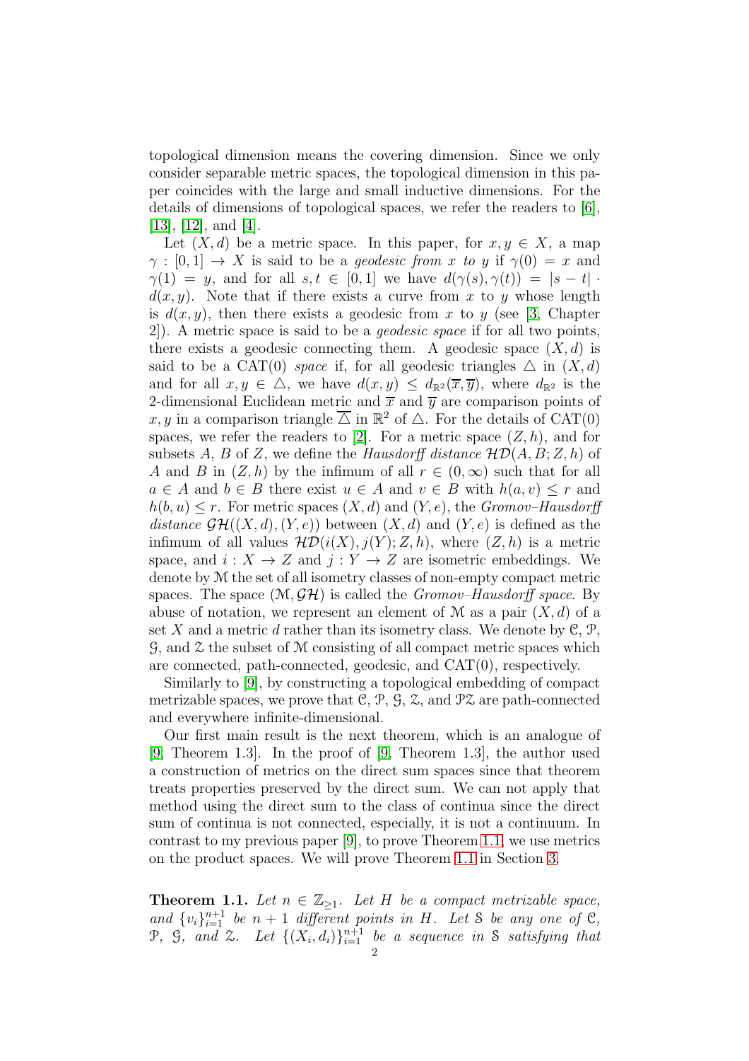topological dimension means the covering dimension. Since we only consider separable metric spaces, the topological dimension in this paper coincides with the large and small inductive dimensions. For the details of dimensions of topological spaces, we refer the readers to [6], [13], [12], and [4].

Let $(X, d)$ be a metric space. In this paper, for $x, y \in X$, a map $\gamma : [0, 1] \to X$ is said to be a *geodesic from $x$ to $y$* if $\gamma(0) = x$ and $\gamma(1) = y$, and for all $s, t \in [0, 1]$ we have $d(\gamma(s), \gamma(t)) = |s - t| \cdot d(x, y)$. Note that if there exists a curve from $x$ to $y$ whose length is $d(x, y)$, then there exists a geodesic from $x$ to $y$ (see [3, Chapter 2]). A metric space is said to be a *geodesic space* if for all two points, there exists a geodesic connecting them. A geodesic space $(X, d)$ is said to be a CAT(0) *space* if, for all geodesic triangles $\triangle$ in $(X, d)$ and for all $x, y \in \triangle$, we have $d(x, y) \leq d_{\mathbb{R}^2}(\overline{x}, \overline{y})$, where $d_{\mathbb{R}^2}$ is the 2-dimensional Euclidean metric and $\overline{x}$ and $\overline{y}$ are comparison points of $x, y$ in a comparison triangle $\overline{\triangle}$ in $\mathbb{R}^2$ of $\triangle$. For the details of CAT(0) spaces, we refer the readers to [2]. For a metric space $(Z, h)$, and for subsets $A$, $B$ of $Z$, we define the *Hausdorff distance* $\mathcal{HD}(A, B; Z, h)$ of $A$ and $B$ in $(Z, h)$ by the infimum of all $r \in (0, \infty)$ such that for all $a \in A$ and $b \in B$ there exist $u \in A$ and $v \in B$ with $h(a, v) \leq r$ and $h(b, u) \leq r$. For metric spaces $(X, d)$ and $(Y, e)$, the *Gromov–Hausdorff distance* $\mathcal{GH}((X, d), (Y, e))$ between $(X, d)$ and $(Y, e)$ is defined as the infimum of all values $\mathcal{HD}(i(X), j(Y); Z, h)$, where $(Z, h)$ is a metric space, and $i : X \to Z$ and $j : Y \to Z$ are isometric embeddings. We denote by $\mathcal{M}$ the set of all isometry classes of non-empty compact metric spaces. The space $(\mathcal{M}, \mathcal{GH})$ is called the *Gromov–Hausdorff space*. By abuse of notation, we represent an element of $\mathcal{M}$ as a pair $(X, d)$ of a set $X$ and a metric $d$ rather than its isometry class. We denote by $\mathcal{C}$, $\mathcal{P}$, $\mathcal{G}$, and $\mathcal{Z}$ the subset of $\mathcal{M}$ consisting of all compact metric spaces which are connected, path-connected, geodesic, and CAT(0), respectively.

Similarly to [9], by constructing a topological embedding of compact metrizable spaces, we prove that $\mathcal{C}$, $\mathcal{P}$, $\mathcal{G}$, $\mathcal{Z}$, and $\mathcal{PZ}$ are path-connected and everywhere infinite-dimensional.

Our first main result is the next theorem, which is an analogue of [9, Theorem 1.3]. In the proof of [9, Theorem 1.3], the author used a construction of metrics on the direct sum spaces since that theorem treats properties preserved by the direct sum. We can not apply that method using the direct sum to the class of continua since the direct sum of continua is not connected, especially, it is not a continuum. In contrast to my previous paper [9], to prove Theorem 1.1, we use metrics on the product spaces. We will prove Theorem 1.1 in Section 3.

**Theorem 1.1.** *Let $n \in \mathbb{Z}_{\geq 1}$. Let $H$ be a compact metrizable space, and $\{v_i\}_{i=1}^{n+1}$ be $n + 1$ different points in $H$. Let $\mathcal{S}$ be any one of $\mathcal{C}$, $\mathcal{P}$, $\mathcal{G}$, and $\mathcal{Z}$. Let $\{(X_i, d_i)\}_{i=1}^{n+1}$ be a sequence in $\mathcal{S}$ satisfying that*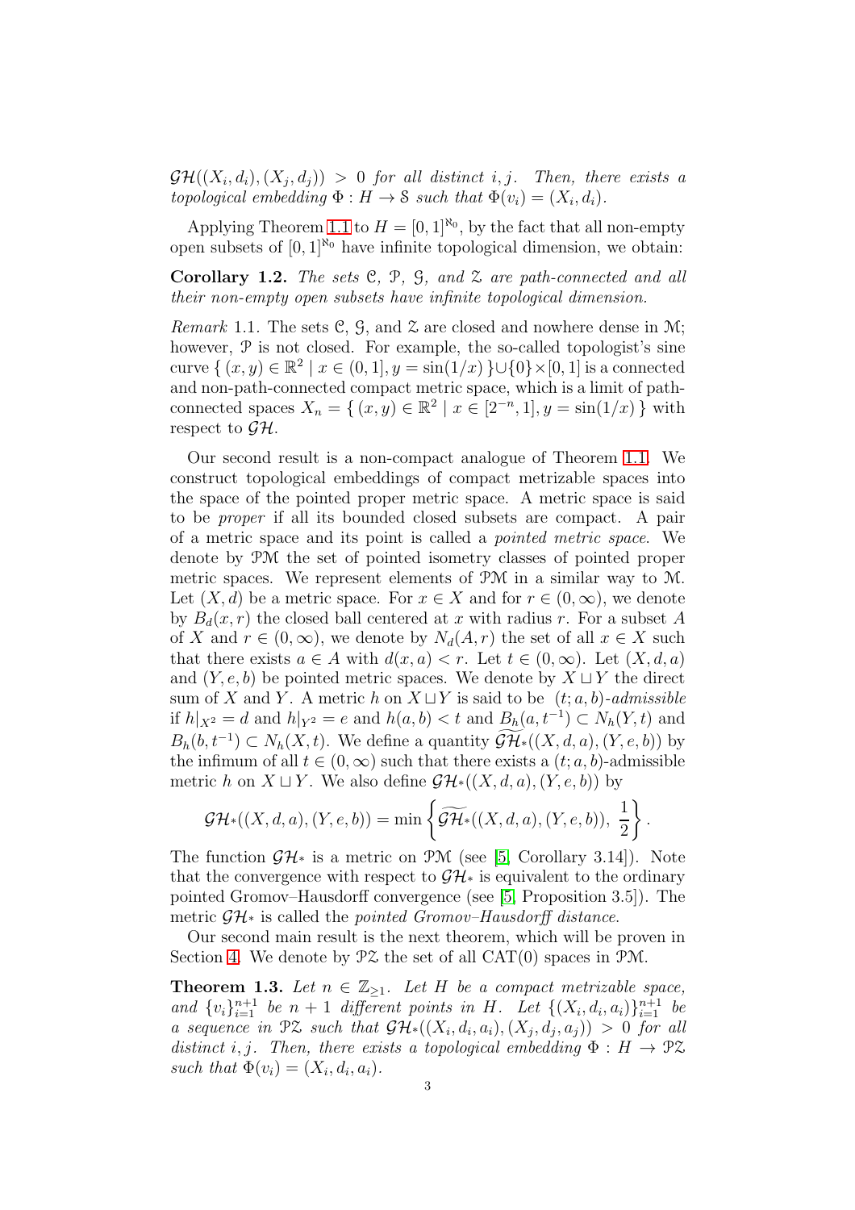$\mathcal{GH}((X_i, d_i), (X_j, d_j)) > 0$ *for all distinct* $i, j$. *Then, there exists a topological embedding* $\Phi : H \to \mathcal{S}$ *such that* $\Phi(v_i) = (X_i, d_i)$.

Applying Theorem 1.1 to $H = [0,1]^{\aleph_0}$, by the fact that all non-empty open subsets of $[0,1]^{\aleph_0}$ have infinite topological dimension, we obtain:

**Corollary 1.2.** *The sets* $\mathcal{C}$, $\mathcal{P}$, $\mathcal{G}$, *and* $\mathcal{Z}$ *are path-connected and all their non-empty open subsets have infinite topological dimension.*

*Remark* 1.1. The sets $\mathcal{C}$, $\mathcal{G}$, and $\mathcal{Z}$ are closed and nowhere dense in $\mathcal{M}$; however, $\mathcal{P}$ is not closed. For example, the so-called topologist's sine curve $\{ (x, y) \in \mathbb{R}^2 \mid x \in (0, 1], y = \sin(1/x) \} \cup \{0\} \times [0, 1]$ is a connected and non-path-connected compact metric space, which is a limit of path-connected spaces $X_n = \{ (x, y) \in \mathbb{R}^2 \mid x \in [2^{-n}, 1], y = \sin(1/x) \}$ with respect to $\mathcal{GH}$.

Our second result is a non-compact analogue of Theorem 1.1. We construct topological embeddings of compact metrizable spaces into the space of the pointed proper metric space. A metric space is said to be *proper* if all its bounded closed subsets are compact. A pair of a metric space and its point is called a *pointed metric space*. We denote by $\mathcal{PM}$ the set of pointed isometry classes of pointed proper metric spaces. We represent elements of $\mathcal{PM}$ in a similar way to $\mathcal{M}$. Let $(X, d)$ be a metric space. For $x \in X$ and for $r \in (0, \infty)$, we denote by $B_d(x, r)$ the closed ball centered at $x$ with radius $r$. For a subset $A$ of $X$ and $r \in (0, \infty)$, we denote by $N_d(A, r)$ the set of all $x \in X$ such that there exists $a \in A$ with $d(x, a) < r$. Let $t \in (0, \infty)$. Let $(X, d, a)$ and $(Y, e, b)$ be pointed metric spaces. We denote by $X \sqcup Y$ the direct sum of $X$ and $Y$. A metric $h$ on $X \sqcup Y$ is said to be $(t; a, b)$*-admissible* if $h|_{X^2} = d$ and $h|_{Y^2} = e$ and $h(a, b) < t$ and $B_h(a, t^{-1}) \subset N_h(Y, t)$ and $B_h(b, t^{-1}) \subset N_h(X, t)$. We define a quantity $\widetilde{\mathcal{GH}_*}((X, d, a), (Y, e, b))$ by the infimum of all $t \in (0, \infty)$ such that there exists a $(t; a, b)$-admissible metric $h$ on $X \sqcup Y$. We also define $\mathcal{GH}_*((X, d, a), (Y, e, b))$ by

$$\mathcal{GH}_*((X, d, a), (Y, e, b)) = \min \left\{ \widetilde{\mathcal{GH}_*}((X, d, a), (Y, e, b)),\ \frac{1}{2} \right\}.$$

The function $\mathcal{GH}_*$ is a metric on $\mathcal{PM}$ (see [5, Corollary 3.14]). Note that the convergence with respect to $\mathcal{GH}_*$ is equivalent to the ordinary pointed Gromov–Hausdorff convergence (see [5, Proposition 3.5]). The metric $\mathcal{GH}_*$ is called the *pointed Gromov–Hausdorff distance*.

Our second main result is the next theorem, which will be proven in Section 4. We denote by $\mathcal{PZ}$ the set of all CAT(0) spaces in $\mathcal{PM}$.

**Theorem 1.3.** *Let* $n \in \mathbb{Z}_{\geq 1}$. *Let* $H$ *be a compact metrizable space, and* $\{v_i\}_{i=1}^{n+1}$ *be* $n + 1$ *different points in* $H$. *Let* $\{(X_i, d_i, a_i)\}_{i=1}^{n+1}$ *be a sequence in* $\mathcal{PZ}$ *such that* $\mathcal{GH}_*((X_i, d_i, a_i), (X_j, d_j, a_j)) > 0$ *for all distinct* $i, j$. *Then, there exists a topological embedding* $\Phi : H \to \mathcal{PZ}$ *such that* $\Phi(v_i) = (X_i, d_i, a_i)$.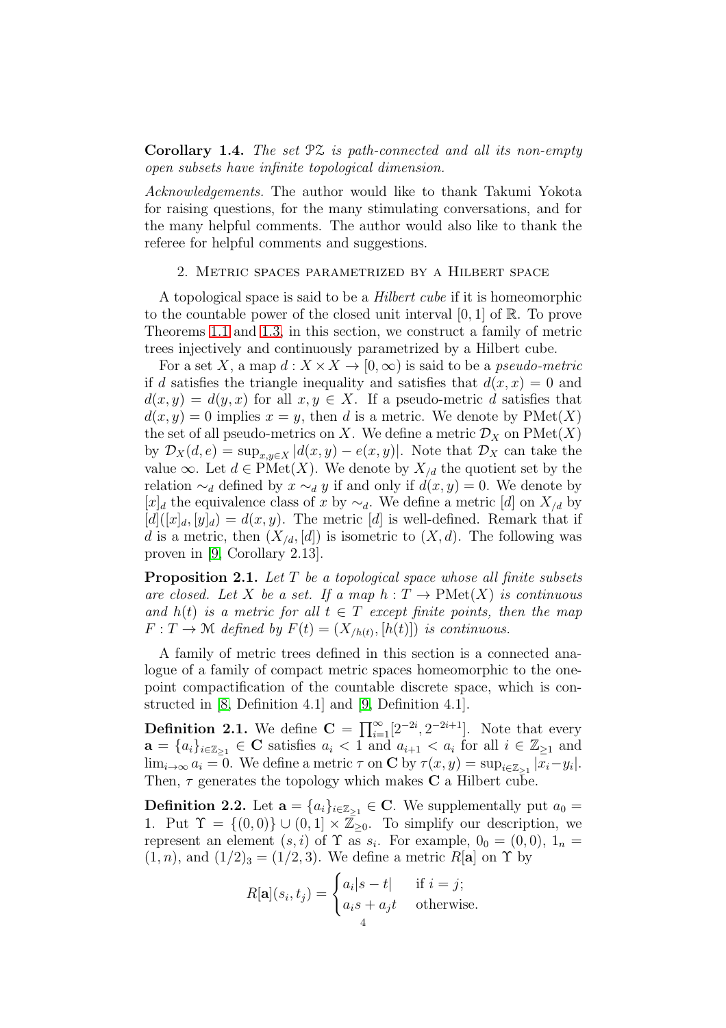**Corollary 1.4.** *The set $\mathcal{PZ}$ is path-connected and all its non-empty open subsets have infinite topological dimension.*

*Acknowledgements.* The author would like to thank Takumi Yokota for raising questions, for the many stimulating conversations, and for the many helpful comments. The author would also like to thank the referee for helpful comments and suggestions.

## 2. Metric spaces parametrized by a Hilbert space

A topological space is said to be a *Hilbert cube* if it is homeomorphic to the countable power of the closed unit interval $[0, 1]$ of $\mathbb{R}$. To prove Theorems 1.1 and 1.3, in this section, we construct a family of metric trees injectively and continuously parametrized by a Hilbert cube.

For a set $X$, a map $d : X \times X \to [0, \infty)$ is said to be a *pseudo-metric* if $d$ satisfies the triangle inequality and satisfies that $d(x, x) = 0$ and $d(x, y) = d(y, x)$ for all $x, y \in X$. If a pseudo-metric $d$ satisfies that $d(x, y) = 0$ implies $x = y$, then $d$ is a metric. We denote by $\mathrm{PMet}(X)$ the set of all pseudo-metrics on $X$. We define a metric $\mathcal{D}_X$ on $\mathrm{PMet}(X)$ by $\mathcal{D}_X(d, e) = \sup_{x,y \in X} |d(x, y) - e(x, y)|$. Note that $\mathcal{D}_X$ can take the value $\infty$. Let $d \in \mathrm{PMet}(X)$. We denote by $X_{/d}$ the quotient set by the relation $\sim_d$ defined by $x \sim_d y$ if and only if $d(x, y) = 0$. We denote by $[x]_d$ the equivalence class of $x$ by $\sim_d$. We define a metric $[d]$ on $X_{/d}$ by $[d]([x]_d, [y]_d) = d(x, y)$. The metric $[d]$ is well-defined. Remark that if $d$ is a metric, then $(X_{/d}, [d])$ is isometric to $(X, d)$. The following was proven in [9, Corollary 2.13].

**Proposition 2.1.** *Let $T$ be a topological space whose all finite subsets are closed. Let $X$ be a set. If a map $h : T \to \mathrm{PMet}(X)$ is continuous and $h(t)$ is a metric for all $t \in T$ except finite points, then the map $F : T \to \mathcal{M}$ defined by $F(t) = (X_{/h(t)}, [h(t)])$ is continuous.*

A family of metric trees defined in this section is a connected analogue of a family of compact metric spaces homeomorphic to the one-point compactification of the countable discrete space, which is constructed in [8, Definition 4.1] and [9, Definition 4.1].

**Definition 2.1.** We define $\mathbf{C} = \prod_{i=1}^{\infty}[2^{-2i}, 2^{-2i+1}]$. Note that every $\mathbf{a} = \{a_i\}_{i \in \mathbb{Z}_{\geq 1}} \in \mathbf{C}$ satisfies $a_i < 1$ and $a_{i+1} < a_i$ for all $i \in \mathbb{Z}_{\geq 1}$ and $\lim_{i \to \infty} a_i = 0$. We define a metric $\tau$ on $\mathbf{C}$ by $\tau(x, y) = \sup_{i \in \mathbb{Z}_{\geq 1}} |x_i - y_i|$. Then, $\tau$ generates the topology which makes $\mathbf{C}$ a Hilbert cube.

**Definition 2.2.** Let $\mathbf{a} = \{a_i\}_{i \in \mathbb{Z}_{\geq 1}} \in \mathbf{C}$. We supplementally put $a_0 = 1$. Put $\Upsilon = \{(0, 0)\} \cup (0, 1] \times \mathbb{Z}_{\geq 0}$. To simplify our description, we represent an element $(s, i)$ of $\Upsilon$ as $s_i$. For example, $0_0 = (0, 0)$, $1_n = (1, n)$, and $(1/2)_3 = (1/2, 3)$. We define a metric $R[\mathbf{a}]$ on $\Upsilon$ by

$$R[\mathbf{a}](s_i, t_j) = \begin{cases} a_i|s - t| & \text{if } i = j; \\ a_i s + a_j t & \text{otherwise.} \end{cases}$$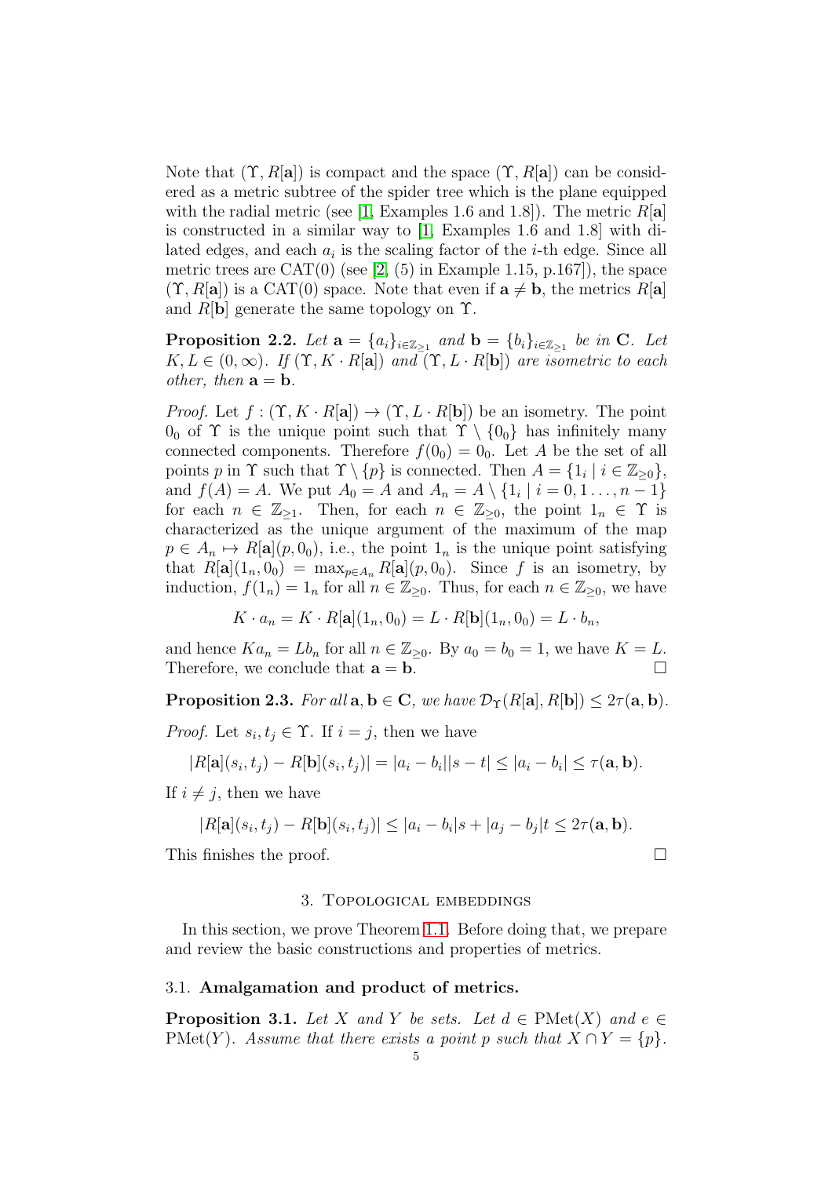Note that $(\Upsilon, R[\mathbf{a}])$ is compact and the space $(\Upsilon, R[\mathbf{a}])$ can be considered as a metric subtree of the spider tree which is the plane equipped with the radial metric (see [1, Examples 1.6 and 1.8]). The metric $R[\mathbf{a}]$ is constructed in a similar way to [1, Examples 1.6 and 1.8] with dilated edges, and each $a_i$ is the scaling factor of the $i$-th edge. Since all metric trees are CAT(0) (see [2, (5) in Example 1.15, p.167]), the space $(\Upsilon, R[\mathbf{a}])$ is a CAT(0) space. Note that even if $\mathbf{a} \neq \mathbf{b}$, the metrics $R[\mathbf{a}]$ and $R[\mathbf{b}]$ generate the same topology on $\Upsilon$.

**Proposition 2.2.** *Let $\mathbf{a} = \{a_i\}_{i \in \mathbb{Z}_{\geq 1}}$ and $\mathbf{b} = \{b_i\}_{i \in \mathbb{Z}_{\geq 1}}$ be in $\mathbf{C}$. Let $K, L \in (0, \infty)$. If $(\Upsilon, K \cdot R[\mathbf{a}])$ and $(\Upsilon, L \cdot R[\mathbf{b}])$ are isometric to each other, then $\mathbf{a} = \mathbf{b}$.*

*Proof.* Let $f : (\Upsilon, K \cdot R[\mathbf{a}]) \to (\Upsilon, L \cdot R[\mathbf{b}])$ be an isometry. The point $0_0$ of $\Upsilon$ is the unique point such that $\Upsilon \setminus \{0_0\}$ has infinitely many connected components. Therefore $f(0_0) = 0_0$. Let $A$ be the set of all points $p$ in $\Upsilon$ such that $\Upsilon \setminus \{p\}$ is connected. Then $A = \{1_i \mid i \in \mathbb{Z}_{\geq 0}\}$, and $f(A) = A$. We put $A_0 = A$ and $A_n = A \setminus \{1_i \mid i = 0, 1 \dots, n-1\}$ for each $n \in \mathbb{Z}_{\geq 1}$. Then, for each $n \in \mathbb{Z}_{\geq 0}$, the point $1_n \in \Upsilon$ is characterized as the unique argument of the maximum of the map $p \in A_n \mapsto R[\mathbf{a}](p, 0_0)$, i.e., the point $1_n$ is the unique point satisfying that $R[\mathbf{a}](1_n, 0_0) = \max_{p \in A_n} R[\mathbf{a}](p, 0_0)$. Since $f$ is an isometry, by induction, $f(1_n) = 1_n$ for all $n \in \mathbb{Z}_{\geq 0}$. Thus, for each $n \in \mathbb{Z}_{\geq 0}$, we have

$$K \cdot a_n = K \cdot R[\mathbf{a}](1_n, 0_0) = L \cdot R[\mathbf{b}](1_n, 0_0) = L \cdot b_n,$$

and hence $Ka_n = Lb_n$ for all $n \in \mathbb{Z}_{\geq 0}$. By $a_0 = b_0 = 1$, we have $K = L$. Therefore, we conclude that $\mathbf{a} = \mathbf{b}$. $\square$

**Proposition 2.3.** *For all $\mathbf{a}, \mathbf{b} \in \mathbf{C}$, we have $\mathcal{D}_\Upsilon(R[\mathbf{a}], R[\mathbf{b}]) \leq 2\tau(\mathbf{a}, \mathbf{b})$.*

*Proof.* Let $s_i, t_j \in \Upsilon$. If $i = j$, then we have

$$|R[\mathbf{a}](s_i, t_j) - R[\mathbf{b}](s_i, t_j)| = |a_i - b_i||s - t| \leq |a_i - b_i| \leq \tau(\mathbf{a}, \mathbf{b}).$$

If $i \neq j$, then we have

$$|R[\mathbf{a}](s_i, t_j) - R[\mathbf{b}](s_i, t_j)| \leq |a_i - b_i|s + |a_j - b_j|t \leq 2\tau(\mathbf{a}, \mathbf{b}).$$

This finishes the proof. $\square$

## 3. Topological embeddings

In this section, we prove Theorem 1.1. Before doing that, we prepare and review the basic constructions and properties of metrics.

### 3.1. Amalgamation and product of metrics.

**Proposition 3.1.** *Let $X$ and $Y$ be sets. Let $d \in \mathrm{PMet}(X)$ and $e \in \mathrm{PMet}(Y)$. Assume that there exists a point $p$ such that $X \cap Y = \{p\}$.*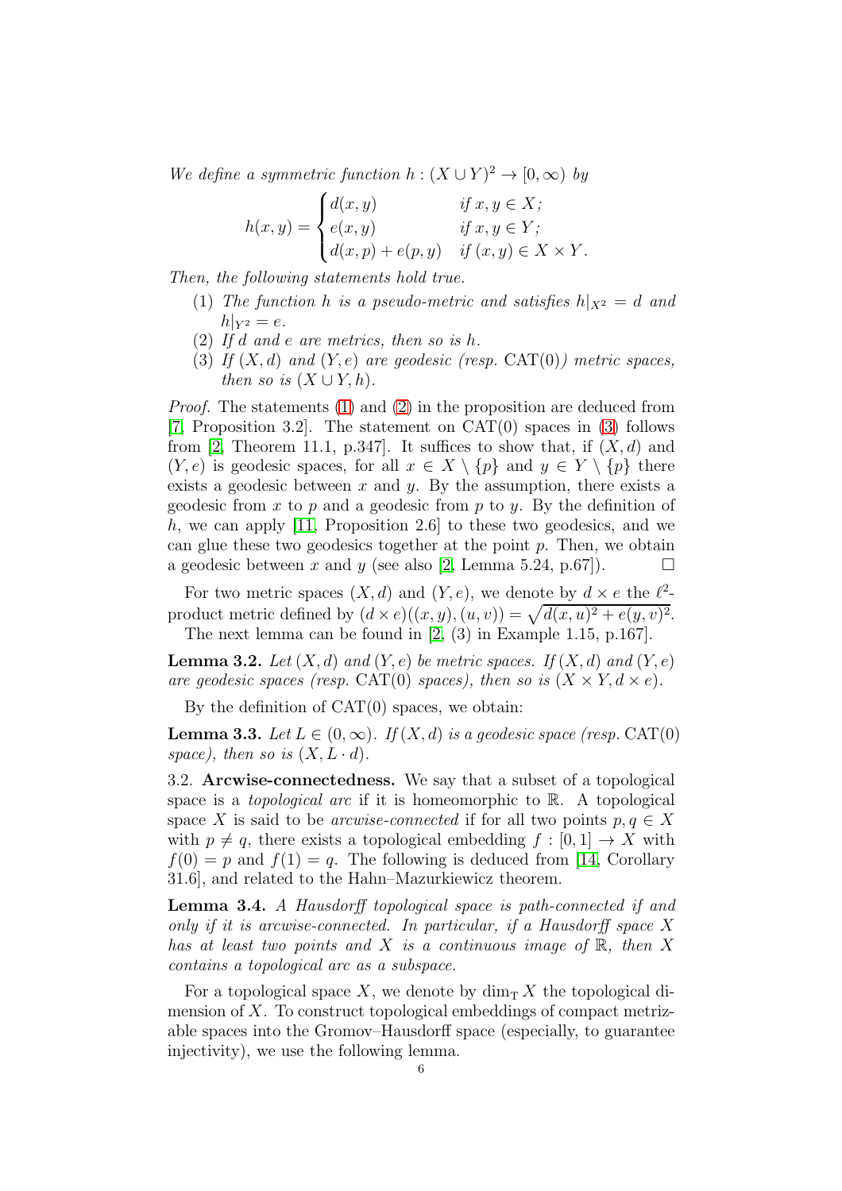*We define a symmetric function* $h : (X \cup Y)^2 \to [0, \infty)$ *by*

$$h(x, y) = \begin{cases} d(x, y) & \text{if } x, y \in X; \\ e(x, y) & \text{if } x, y \in Y; \\ d(x, p) + e(p, y) & \text{if } (x, y) \in X \times Y. \end{cases}$$

*Then, the following statements hold true.*

1. *The function* $h$ *is a pseudo-metric and satisfies* $h|_{X^2} = d$ *and* $h|_{Y^2} = e$.
2. *If* $d$ *and* $e$ *are metrics, then so is* $h$.
3. *If* $(X, d)$ *and* $(Y, e)$ *are geodesic (resp.* $\mathrm{CAT}(0)$*) metric spaces, then so is* $(X \cup Y, h)$.

*Proof.* The statements (1) and (2) in the proposition are deduced from [7, Proposition 3.2]. The statement on $\mathrm{CAT}(0)$ spaces in (3) follows from [2, Theorem 11.1, p.347]. It suffices to show that, if $(X, d)$ and $(Y, e)$ is geodesic spaces, for all $x \in X \setminus \{p\}$ and $y \in Y \setminus \{p\}$ there exists a geodesic between $x$ and $y$. By the assumption, there exists a geodesic from $x$ to $p$ and a geodesic from $p$ to $y$. By the definition of $h$, we can apply [11, Proposition 2.6] to these two geodesics, and we can glue these two geodesics together at the point $p$. Then, we obtain a geodesic between $x$ and $y$ (see also [2, Lemma 5.24, p.67]). $\square$

For two metric spaces $(X, d)$ and $(Y, e)$, we denote by $d \times e$ the $\ell^2$-product metric defined by $(d \times e)((x, y), (u, v)) = \sqrt{d(x, u)^2 + e(y, v)^2}$.

The next lemma can be found in [2, (3) in Example 1.15, p.167].

**Lemma 3.2.** *Let* $(X, d)$ *and* $(Y, e)$ *be metric spaces. If* $(X, d)$ *and* $(Y, e)$ *are geodesic spaces (resp.* $\mathrm{CAT}(0)$ *spaces), then so is* $(X \times Y, d \times e)$.

By the definition of $\mathrm{CAT}(0)$ spaces, we obtain:

**Lemma 3.3.** *Let* $L \in (0, \infty)$. *If* $(X, d)$ *is a geodesic space (resp.* $\mathrm{CAT}(0)$ *space), then so is* $(X, L \cdot d)$.

### 3.2. Arcwise-connectedness.

We say that a subset of a topological space is a *topological arc* if it is homeomorphic to $\mathbb{R}$. A topological space $X$ is said to be *arcwise-connected* if for all two points $p, q \in X$ with $p \neq q$, there exists a topological embedding $f : [0, 1] \to X$ with $f(0) = p$ and $f(1) = q$. The following is deduced from [14, Corollary 31.6], and related to the Hahn–Mazurkiewicz theorem.

**Lemma 3.4.** *A Hausdorff topological space is path-connected if and only if it is arcwise-connected. In particular, if a Hausdorff space* $X$ *has at least two points and* $X$ *is a continuous image of* $\mathbb{R}$, *then* $X$ *contains a topological arc as a subspace.*

For a topological space $X$, we denote by $\dim_{\mathrm{T}} X$ the topological dimension of $X$. To construct topological embeddings of compact metrizable spaces into the Gromov–Hausdorff space (especially, to guarantee injectivity), we use the following lemma.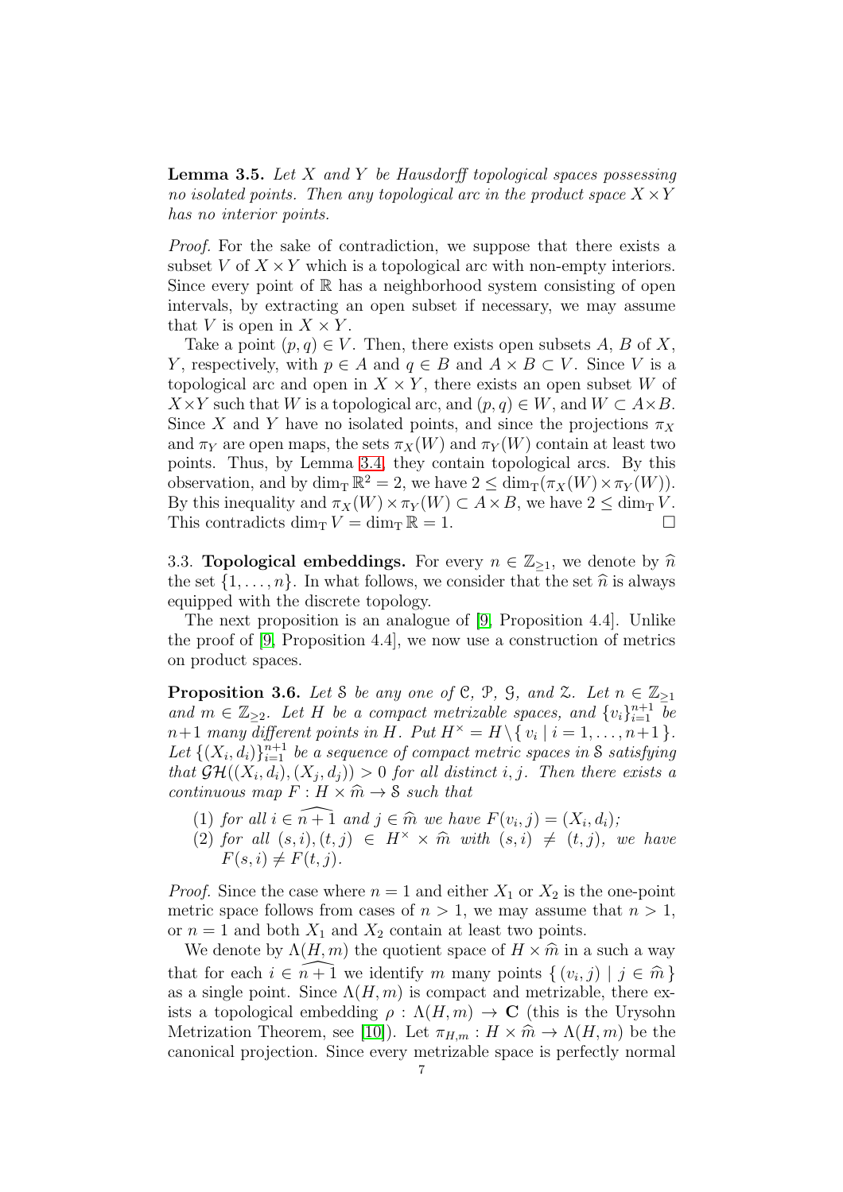**Lemma 3.5.** *Let $X$ and $Y$ be Hausdorff topological spaces possessing no isolated points. Then any topological arc in the product space $X \times Y$ has no interior points.*

*Proof.* For the sake of contradiction, we suppose that there exists a subset $V$ of $X \times Y$ which is a topological arc with non-empty interiors. Since every point of $\mathbb{R}$ has a neighborhood system consisting of open intervals, by extracting an open subset if necessary, we may assume that $V$ is open in $X \times Y$.

Take a point $(p, q) \in V$. Then, there exists open subsets $A$, $B$ of $X$, $Y$, respectively, with $p \in A$ and $q \in B$ and $A \times B \subset V$. Since $V$ is a topological arc and open in $X \times Y$, there exists an open subset $W$ of $X \times Y$ such that $W$ is a topological arc, and $(p, q) \in W$, and $W \subset A \times B$. Since $X$ and $Y$ have no isolated points, and since the projections $\pi_X$ and $\pi_Y$ are open maps, the sets $\pi_X(W)$ and $\pi_Y(W)$ contain at least two points. Thus, by Lemma 3.4, they contain topological arcs. By this observation, and by $\dim_{\mathrm{T}} \mathbb{R}^2 = 2$, we have $2 \leq \dim_{\mathrm{T}}(\pi_X(W) \times \pi_Y(W))$. By this inequality and $\pi_X(W) \times \pi_Y(W) \subset A \times B$, we have $2 \leq \dim_{\mathrm{T}} V$. This contradicts $\dim_{\mathrm{T}} V = \dim_{\mathrm{T}} \mathbb{R} = 1$. $\square$

3.3. **Topological embeddings.** For every $n \in \mathbb{Z}_{\geq 1}$, we denote by $\widehat{n}$ the set $\{1, \dots, n\}$. In what follows, we consider that the set $\widehat{n}$ is always equipped with the discrete topology.

The next proposition is an analogue of [9, Proposition 4.4]. Unlike the proof of [9, Proposition 4.4], we now use a construction of metrics on product spaces.

**Proposition 3.6.** *Let $\mathcal{S}$ be any one of $\mathcal{C}$, $\mathcal{P}$, $\mathcal{G}$, and $\mathcal{Z}$. Let $n \in \mathbb{Z}_{\geq 1}$ and $m \in \mathbb{Z}_{\geq 2}$. Let $H$ be a compact metrizable spaces, and $\{v_i\}_{i=1}^{n+1}$ be $n+1$ many different points in $H$. Put $H^{\times} = H \setminus \{ v_i \mid i = 1, \dots, n+1 \}$. Let $\{(X_i, d_i)\}_{i=1}^{n+1}$ be a sequence of compact metric spaces in $\mathcal{S}$ satisfying that $\mathcal{GH}((X_i, d_i), (X_j, d_j)) > 0$ for all distinct $i, j$. Then there exists a continuous map $F : H \times \widehat{m} \to \mathcal{S}$ such that*

1. *for all $i \in \widehat{n+1}$ and $j \in \widehat{m}$ we have $F(v_i, j) = (X_i, d_i)$;*
2. *for all $(s, i), (t, j) \in H^{\times} \times \widehat{m}$ with $(s, i) \neq (t, j)$, we have $F(s, i) \neq F(t, j)$.*

*Proof.* Since the case where $n = 1$ and either $X_1$ or $X_2$ is the one-point metric space follows from cases of $n > 1$, we may assume that $n > 1$, or $n = 1$ and both $X_1$ and $X_2$ contain at least two points.

We denote by $\Lambda(H, m)$ the quotient space of $H \times \widehat{m}$ in a such a way that for each $i \in \widehat{n+1}$ we identify $m$ many points $\{ (v_i, j) \mid j \in \widehat{m} \}$ as a single point. Since $\Lambda(H, m)$ is compact and metrizable, there exists a topological embedding $\rho : \Lambda(H, m) \to \mathbf{C}$ (this is the Urysohn Metrization Theorem, see [10]). Let $\pi_{H,m} : H \times \widehat{m} \to \Lambda(H, m)$ be the canonical projection. Since every metrizable space is perfectly normal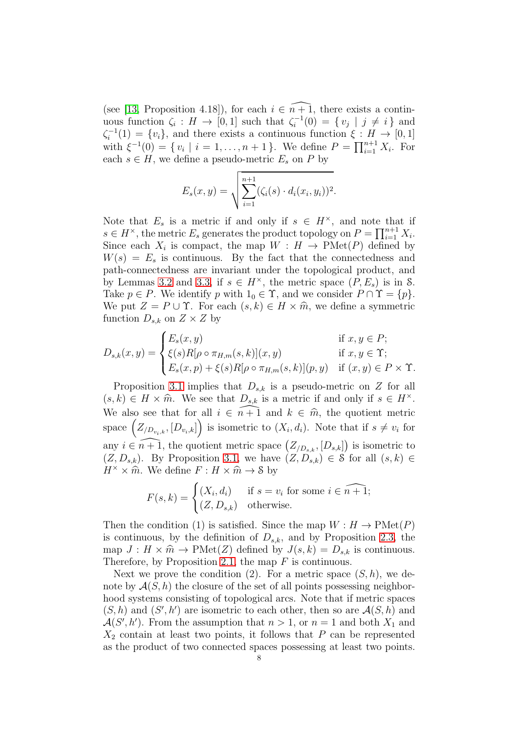(see [13, Proposition 4.18]), for each $i \in \widehat{n+1}$, there exists a continuous function $\zeta_i : H \to [0,1]$ such that $\zeta_i^{-1}(0) = \{ v_j \mid j \neq i \}$ and $\zeta_i^{-1}(1) = \{v_i\}$, and there exists a continuous function $\xi : H \to [0,1]$ with $\xi^{-1}(0) = \{ v_i \mid i = 1, \dots, n+1 \}$. We define $P = \prod_{i=1}^{n+1} X_i$. For each $s \in H$, we define a pseudo-metric $E_s$ on $P$ by

$$E_s(x,y) = \sqrt{\sum_{i=1}^{n+1} (\zeta_i(s) \cdot d_i(x_i, y_i))^2}.$$

Note that $E_s$ is a metric if and only if $s \in H^{\times}$, and note that if $s \in H^{\times}$, the metric $E_s$ generates the product topology on $P = \prod_{i=1}^{n+1} X_i$. Since each $X_i$ is compact, the map $W : H \to \mathrm{PMet}(P)$ defined by $W(s) = E_s$ is continuous. By the fact that the connectedness and path-connectedness are invariant under the topological product, and by Lemmas 3.2 and 3.3, if $s \in H^{\times}$, the metric space $(P, E_s)$ is in $\mathcal{S}$. Take $p \in P$. We identify $p$ with $1_0 \in \Upsilon$, and we consider $P \cap \Upsilon = \{p\}$. We put $Z = P \cup \Upsilon$. For each $(s,k) \in H \times \widehat{m}$, we define a symmetric function $D_{s,k}$ on $Z \times Z$ by

$$D_{s,k}(x,y) = \begin{cases} E_s(x,y) & \text{if } x, y \in P; \\ \xi(s) R[\rho \circ \pi_{H,m}(s,k)](x,y) & \text{if } x, y \in \Upsilon; \\ E_s(x,p) + \xi(s) R[\rho \circ \pi_{H,m}(s,k)](p,y) & \text{if } (x,y) \in P \times \Upsilon. \end{cases}$$

Proposition 3.1 implies that $D_{s,k}$ is a pseudo-metric on $Z$ for all $(s,k) \in H \times \widehat{m}$. We see that $D_{s,k}$ is a metric if and only if $s \in H^{\times}$. We also see that for all $i \in \widehat{n+1}$ and $k \in \widehat{m}$, the quotient metric space $\left(Z_{/D_{v_i,k}}, [D_{v_i,k}]\right)$ is isometric to $(X_i, d_i)$. Note that if $s \neq v_i$ for any $i \in \widehat{n+1}$, the quotient metric space $\left(Z_{/D_{s,k}}, [D_{s,k}]\right)$ is isometric to $(Z, D_{s,k})$. By Proposition 3.1, we have $(Z, D_{s,k}) \in \mathcal{S}$ for all $(s,k) \in H^{\times} \times \widehat{m}$. We define $F : H \times \widehat{m} \to \mathcal{S}$ by

$$F(s,k) = \begin{cases} (X_i, d_i) & \text{if } s = v_i \text{ for some } i \in \widehat{n+1}; \\ (Z, D_{s,k}) & \text{otherwise.} \end{cases}$$

Then the condition (1) is satisfied. Since the map $W : H \to \mathrm{PMet}(P)$ is continuous, by the definition of $D_{s,k}$, and by Proposition 2.3, the map $J : H \times \widehat{m} \to \mathrm{PMet}(Z)$ defined by $J(s,k) = D_{s,k}$ is continuous. Therefore, by Proposition 2.1, the map $F$ is continuous.

Next we prove the condition (2). For a metric space $(S,h)$, we denote by $\mathcal{A}(S,h)$ the closure of the set of all points possessing neighborhood systems consisting of topological arcs. Note that if metric spaces $(S,h)$ and $(S',h')$ are isometric to each other, then so are $\mathcal{A}(S,h)$ and $\mathcal{A}(S',h')$. From the assumption that $n > 1$, or $n = 1$ and both $X_1$ and $X_2$ contain at least two points, it follows that $P$ can be represented as the product of two connected spaces possessing at least two points.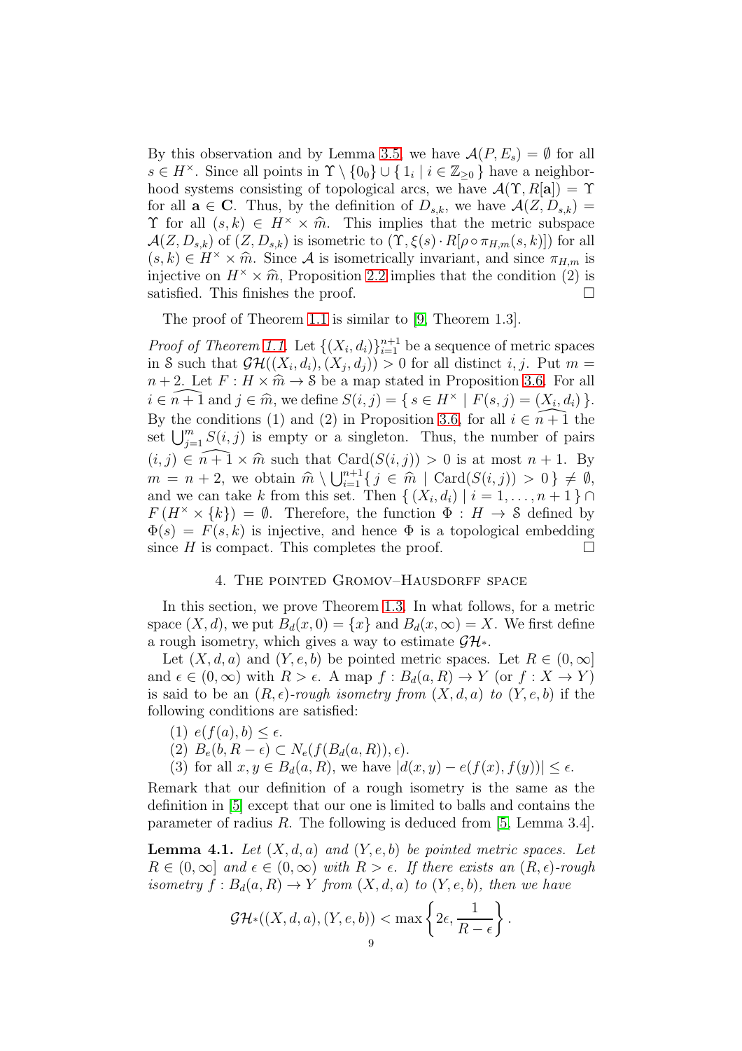By this observation and by Lemma 3.5, we have $\mathcal{A}(P, E_s) = \emptyset$ for all $s \in H^{\times}$. Since all points in $\Upsilon \setminus \{0_0\} \cup \{ 1_i \mid i \in \mathbb{Z}_{\geq 0} \}$ have a neighborhood systems consisting of topological arcs, we have $\mathcal{A}(\Upsilon, R[\mathbf{a}]) = \Upsilon$ for all $\mathbf{a} \in \mathbf{C}$. Thus, by the definition of $D_{s,k}$, we have $\mathcal{A}(Z, D_{s,k}) = \Upsilon$ for all $(s,k) \in H^{\times} \times \widehat{m}$. This implies that the metric subspace $\mathcal{A}(Z, D_{s,k})$ of $(Z, D_{s,k})$ is isometric to $(\Upsilon, \xi(s) \cdot R[\rho \circ \pi_{H,m}(s,k)])$ for all $(s,k) \in H^{\times} \times \widehat{m}$. Since $\mathcal{A}$ is isometrically invariant, and since $\pi_{H,m}$ is injective on $H^{\times} \times \widehat{m}$, Proposition 2.2 implies that the condition (2) is satisfied. This finishes the proof. $\square$

The proof of Theorem 1.1 is similar to [9, Theorem 1.3].

*Proof of Theorem 1.1.* Let $\{(X_i, d_i)\}_{i=1}^{n+1}$ be a sequence of metric spaces in $\mathcal{S}$ such that $\mathcal{GH}((X_i, d_i), (X_j, d_j)) > 0$ for all distinct $i, j$. Put $m = n + 2$. Let $F : H \times \widehat{m} \to \mathcal{S}$ be a map stated in Proposition 3.6. For all $i \in \widehat{n+1}$ and $j \in \widehat{m}$, we define $S(i,j) = \{ s \in H^{\times} \mid F(s,j) = (X_i, d_i) \}$. By the conditions (1) and (2) in Proposition 3.6, for all $i \in \widehat{n+1}$ the set $\bigcup_{j=1}^{m} S(i,j)$ is empty or a singleton. Thus, the number of pairs $(i,j) \in \widehat{n+1} \times \widehat{m}$ such that $\mathrm{Card}(S(i,j)) > 0$ is at most $n+1$. By $m = n+2$, we obtain $\widehat{m} \setminus \bigcup_{i=1}^{n+1} \{ j \in \widehat{m} \mid \mathrm{Card}(S(i,j)) > 0 \} \neq \emptyset$, and we can take $k$ from this set. Then $\{ (X_i, d_i) \mid i = 1, \dots, n+1 \} \cap F(H^{\times} \times \{k\}) = \emptyset$. Therefore, the function $\Phi : H \to \mathcal{S}$ defined by $\Phi(s) = F(s,k)$ is injective, and hence $\Phi$ is a topological embedding since $H$ is compact. This completes the proof. $\square$

## 4. The pointed Gromov–Hausdorff space

In this section, we prove Theorem 1.3. In what follows, for a metric space $(X, d)$, we put $B_d(x, 0) = \{x\}$ and $B_d(x, \infty) = X$. We first define a rough isometry, which gives a way to estimate $\mathcal{GH}_*$.

Let $(X, d, a)$ and $(Y, e, b)$ be pointed metric spaces. Let $R \in (0, \infty]$ and $\epsilon \in (0, \infty)$ with $R > \epsilon$. A map $f : B_d(a, R) \to Y$ (or $f : X \to Y$) is said to be an *$(R, \epsilon)$-rough isometry from $(X, d, a)$ to $(Y, e, b)$* if the following conditions are satisfied:

1. $e(f(a), b) \leq \epsilon$.
2. $B_e(b, R - \epsilon) \subset N_e(f(B_d(a, R)), \epsilon)$.
3. for all $x, y \in B_d(a, R)$, we have $|d(x,y) - e(f(x), f(y))| \leq \epsilon$.

Remark that our definition of a rough isometry is the same as the definition in [5] except that our one is limited to balls and contains the parameter of radius $R$. The following is deduced from [5, Lemma 3.4].

**Lemma 4.1.** *Let $(X, d, a)$ and $(Y, e, b)$ be pointed metric spaces. Let $R \in (0, \infty]$ and $\epsilon \in (0, \infty)$ with $R > \epsilon$. If there exists an $(R, \epsilon)$-rough isometry $f : B_d(a, R) \to Y$ from $(X, d, a)$ to $(Y, e, b)$, then we have*

$$\mathcal{GH}_*((X, d, a), (Y, e, b)) < \max\left\{ 2\epsilon, \frac{1}{R - \epsilon} \right\}.$$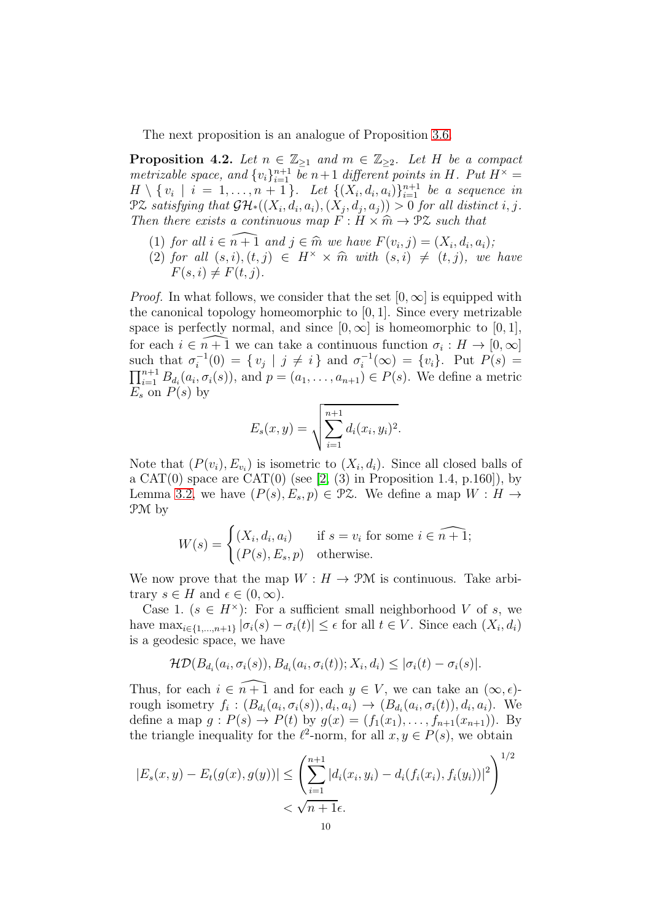The next proposition is an analogue of Proposition 3.6.

**Proposition 4.2.** *Let $n \in \mathbb{Z}_{\geq 1}$ and $m \in \mathbb{Z}_{\geq 2}$. Let $H$ be a compact metrizable space, and $\{v_i\}_{i=1}^{n+1}$ be $n+1$ different points in $H$. Put $H^{\times} = H \setminus \{\, v_i \mid i = 1, \dots, n+1 \,\}$. Let $\{(X_i, d_i, a_i)\}_{i=1}^{n+1}$ be a sequence in $\mathcal{PZ}$ satisfying that $\mathcal{GH}_*((X_i, d_i, a_i), (X_j, d_j, a_j)) > 0$ for all distinct $i, j$. Then there exists a continuous map $F : H \times \widehat{m} \to \mathcal{PZ}$ such that*

1. *for all $i \in \widehat{n+1}$ and $j \in \widehat{m}$ we have $F(v_i, j) = (X_i, d_i, a_i)$;*
2. *for all $(s, i), (t, j) \in H^{\times} \times \widehat{m}$ with $(s, i) \neq (t, j)$, we have $F(s, i) \neq F(t, j)$.*

*Proof.* In what follows, we consider that the set $[0, \infty]$ is equipped with the canonical topology homeomorphic to $[0, 1]$. Since every metrizable space is perfectly normal, and since $[0, \infty]$ is homeomorphic to $[0, 1]$, for each $i \in \widehat{n+1}$ we can take a continuous function $\sigma_i : H \to [0, \infty]$ such that $\sigma_i^{-1}(0) = \{\, v_j \mid j \neq i \,\}$ and $\sigma_i^{-1}(\infty) = \{v_i\}$. Put $P(s) = \prod_{i=1}^{n+1} B_{d_i}(a_i, \sigma_i(s))$, and $p = (a_1, \dots, a_{n+1}) \in P(s)$. We define a metric $E_s$ on $P(s)$ by

$$E_s(x, y) = \sqrt{\sum_{i=1}^{n+1} d_i(x_i, y_i)^2}.$$

Note that $(P(v_i), E_{v_i})$ is isometric to $(X_i, d_i)$. Since all closed balls of a CAT(0) space are CAT(0) (see [2, (3) in Proposition 1.4, p.160]), by Lemma 3.2, we have $(P(s), E_s, p) \in \mathcal{PZ}$. We define a map $W : H \to \mathcal{PM}$ by

$$W(s) = \begin{cases} (X_i, d_i, a_i) & \text{if } s = v_i \text{ for some } i \in \widehat{n+1}; \\ (P(s), E_s, p) & \text{otherwise.} \end{cases}$$

We now prove that the map $W : H \to \mathcal{PM}$ is continuous. Take arbitrary $s \in H$ and $\epsilon \in (0, \infty)$.

Case 1. ($s \in H^{\times}$): For a sufficient small neighborhood $V$ of $s$, we have $\max_{i \in \{1, \dots, n+1\}} |\sigma_i(s) - \sigma_i(t)| \leq \epsilon$ for all $t \in V$. Since each $(X_i, d_i)$ is a geodesic space, we have

$$\mathcal{HD}(B_{d_i}(a_i, \sigma_i(s)), B_{d_i}(a_i, \sigma_i(t)); X_i, d_i) \leq |\sigma_i(t) - \sigma_i(s)|.$$

Thus, for each $i \in \widehat{n+1}$ and for each $y \in V$, we can take an $(\infty, \epsilon)$-rough isometry $f_i : (B_{d_i}(a_i, \sigma_i(s)), d_i, a_i) \to (B_{d_i}(a_i, \sigma_i(t)), d_i, a_i)$. We define a map $g : P(s) \to P(t)$ by $g(x) = (f_1(x_1), \dots, f_{n+1}(x_{n+1}))$. By the triangle inequality for the $\ell^2$-norm, for all $x, y \in P(s)$, we obtain

$$\begin{aligned} |E_s(x, y) - E_t(g(x), g(y))| &\leq \left( \sum_{i=1}^{n+1} |d_i(x_i, y_i) - d_i(f_i(x_i), f_i(y_i))|^2 \right)^{1/2} \\ &< \sqrt{n+1}\epsilon. \end{aligned}$$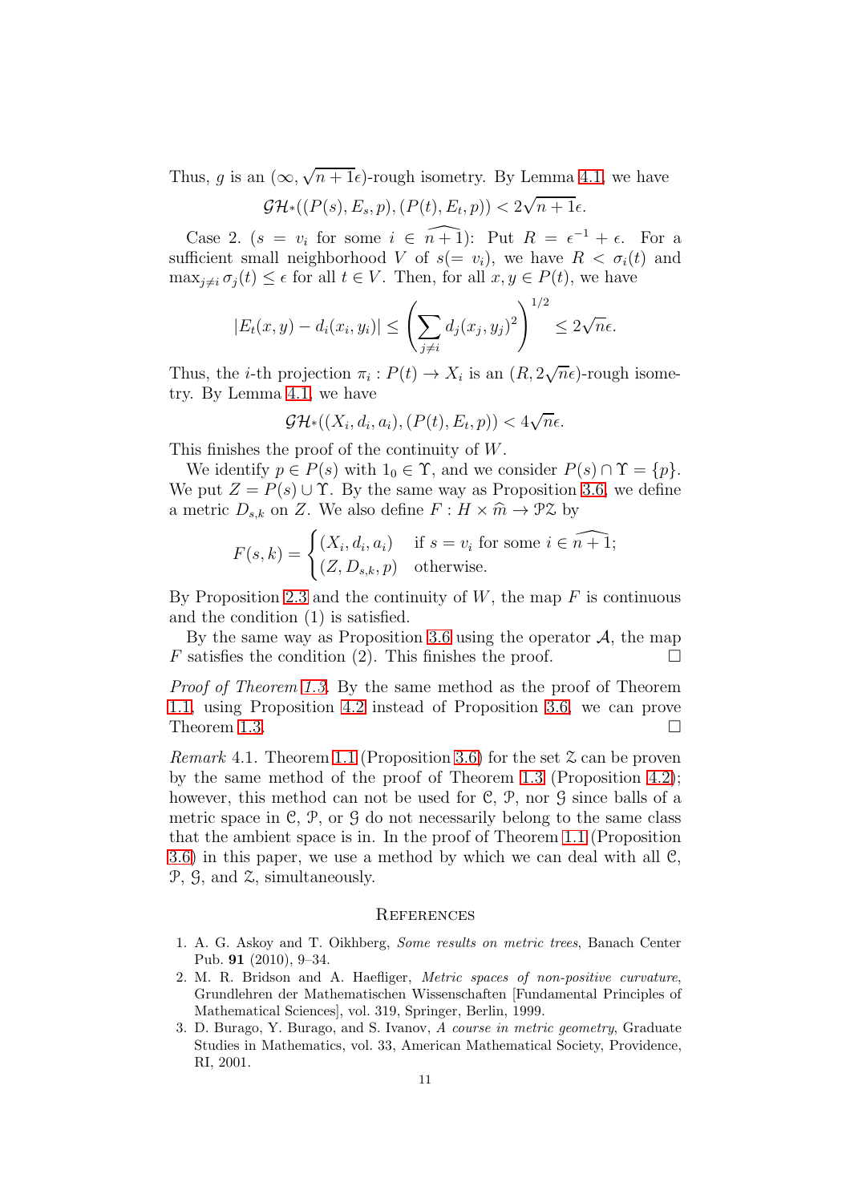Thus, $g$ is an $(\infty, \sqrt{n+1}\epsilon)$-rough isometry. By Lemma 4.1, we have

$$\mathcal{GH}_*((P(s), E_s, p), (P(t), E_t, p)) < 2\sqrt{n+1}\epsilon.$$

Case 2. ($s = v_i$ for some $i \in \widehat{n+1}$): Put $R = \epsilon^{-1} + \epsilon$. For a sufficient small neighborhood $V$ of $s (= v_i)$, we have $R < \sigma_i(t)$ and $\max_{j \neq i} \sigma_j(t) \leq \epsilon$ for all $t \in V$. Then, for all $x, y \in P(t)$, we have

$$|E_t(x, y) - d_i(x_i, y_i)| \leq \left( \sum_{j \neq i} d_j(x_j, y_j)^2 \right)^{1/2} \leq 2\sqrt{n}\epsilon.$$

Thus, the $i$-th projection $\pi_i : P(t) \to X_i$ is an $(R, 2\sqrt{n}\epsilon)$-rough isometry. By Lemma 4.1, we have

$$\mathcal{GH}_*((X_i, d_i, a_i), (P(t), E_t, p)) < 4\sqrt{n}\epsilon.$$

This finishes the proof of the continuity of $W$.

We identify $p \in P(s)$ with $1_0 \in \Upsilon$, and we consider $P(s) \cap \Upsilon = \{p\}$. We put $Z = P(s) \cup \Upsilon$. By the same way as Proposition 3.6, we define a metric $D_{s,k}$ on $Z$. We also define $F : H \times \widehat{m} \to \mathcal{PZ}$ by

$$F(s, k) = \begin{cases} (X_i, d_i, a_i) & \text{if } s = v_i \text{ for some } i \in \widehat{n+1}; \\ (Z, D_{s,k}, p) & \text{otherwise.} \end{cases}$$

By Proposition 2.3 and the continuity of $W$, the map $F$ is continuous and the condition (1) is satisfied.

By the same way as Proposition 3.6 using the operator $\mathcal{A}$, the map $F$ satisfies the condition (2). This finishes the proof. $\square$

*Proof of Theorem 1.3.* By the same method as the proof of Theorem 1.1, using Proposition 4.2 instead of Proposition 3.6, we can prove Theorem 1.3. $\square$

*Remark* 4.1. Theorem 1.1 (Proposition 3.6) for the set $\mathcal{Z}$ can be proven by the same method of the proof of Theorem 1.3 (Proposition 4.2); however, this method can not be used for $\mathcal{C}$, $\mathcal{P}$, nor $\mathcal{G}$ since balls of a metric space in $\mathcal{C}$, $\mathcal{P}$, or $\mathcal{G}$ do not necessarily belong to the same class that the ambient space is in. In the proof of Theorem 1.1 (Proposition 3.6) in this paper, we use a method by which we can deal with all $\mathcal{C}$, $\mathcal{P}$, $\mathcal{G}$, and $\mathcal{Z}$, simultaneously.

## References

1. A. G. Askoy and T. Oikhberg, *Some results on metric trees*, Banach Center Pub. **91** (2010), 9–34.
2. M. R. Bridson and A. Haefliger, *Metric spaces of non-positive curvature*, Grundlehren der Mathematischen Wissenschaften [Fundamental Principles of Mathematical Sciences], vol. 319, Springer, Berlin, 1999.
3. D. Burago, Y. Burago, and S. Ivanov, *A course in metric geometry*, Graduate Studies in Mathematics, vol. 33, American Mathematical Society, Providence, RI, 2001.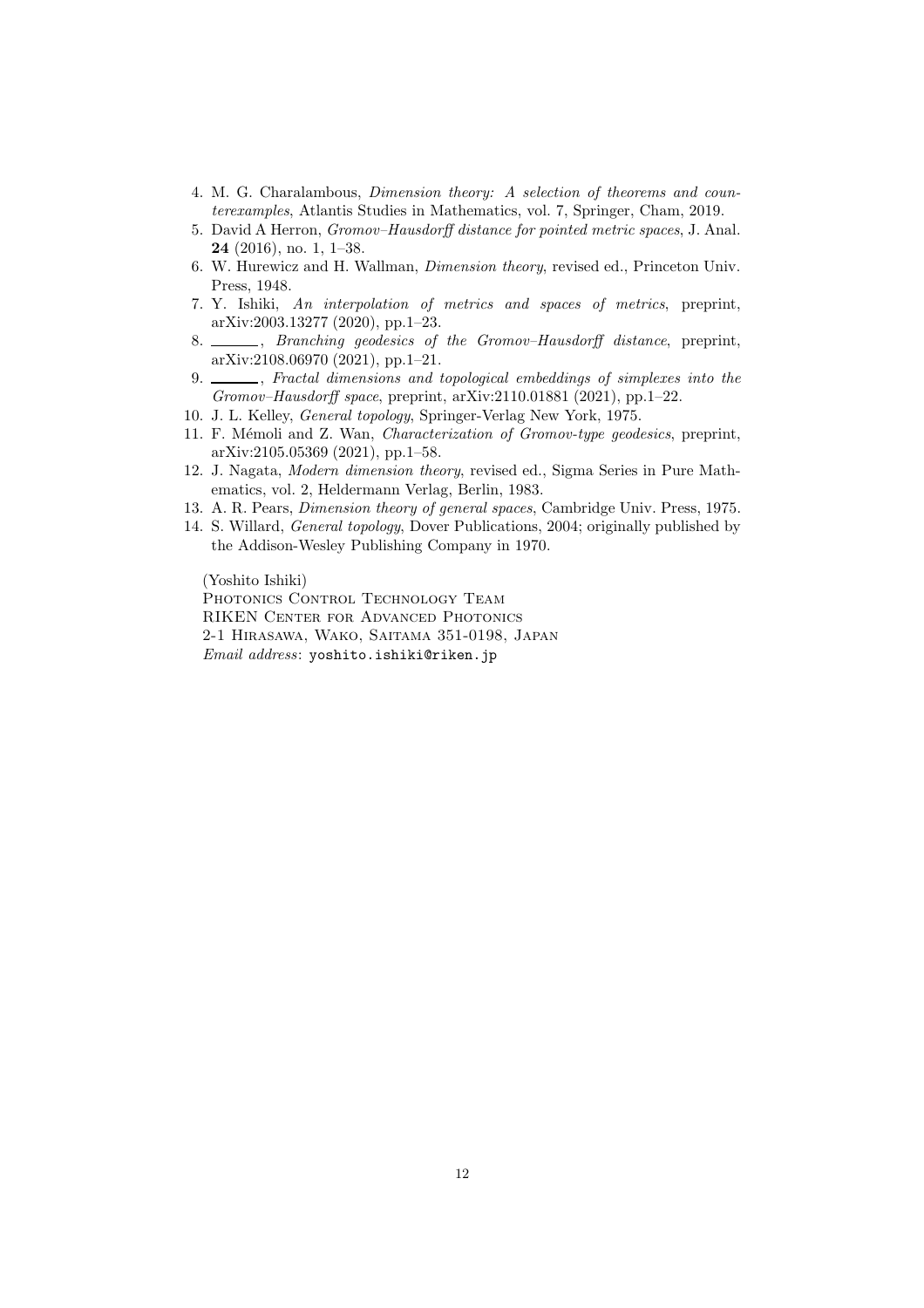4. M. G. Charalambous, *Dimension theory: A selection of theorems and counterexamples*, Atlantis Studies in Mathematics, vol. 7, Springer, Cham, 2019.
5. David A Herron, *Gromov–Hausdorff distance for pointed metric spaces*, J. Anal. **24** (2016), no. 1, 1–38.
6. W. Hurewicz and H. Wallman, *Dimension theory*, revised ed., Princeton Univ. Press, 1948.
7. Y. Ishiki, *An interpolation of metrics and spaces of metrics*, preprint, arXiv:2003.13277 (2020), pp.1–23.
8. ______, *Branching geodesics of the Gromov–Hausdorff distance*, preprint, arXiv:2108.06970 (2021), pp.1–21.
9. ______, *Fractal dimensions and topological embeddings of simplexes into the Gromov–Hausdorff space*, preprint, arXiv:2110.01881 (2021), pp.1–22.
10. J. L. Kelley, *General topology*, Springer-Verlag New York, 1975.
11. F. Mémoli and Z. Wan, *Characterization of Gromov-type geodesics*, preprint, arXiv:2105.05369 (2021), pp.1–58.
12. J. Nagata, *Modern dimension theory*, revised ed., Sigma Series in Pure Mathematics, vol. 2, Heldermann Verlag, Berlin, 1983.
13. A. R. Pears, *Dimension theory of general spaces*, Cambridge Univ. Press, 1975.
14. S. Willard, *General topology*, Dover Publications, 2004; originally published by the Addison-Wesley Publishing Company in 1970.

(Yoshito Ishiki)
Photonics Control Technology Team
RIKEN Center for Advanced Photonics
2-1 Hirasawa, Wako, Saitama 351-0198, Japan
*Email address*: yoshito.ishiki@riken.jp